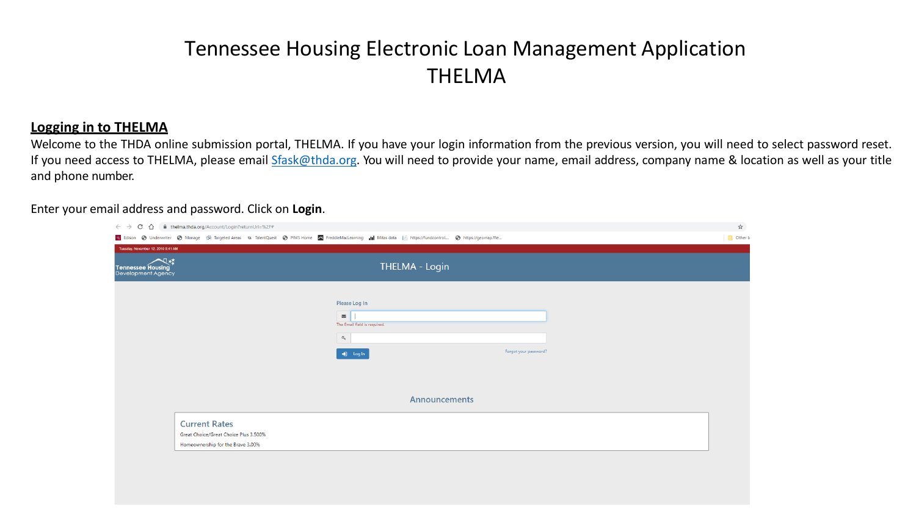# Tennessee Housing Electronic Loan Management Application
# THELMA

## Logging in to THELMA

Welcome to the THDA online submission portal, THELMA. If you have your login information from the previous version, you will need to select password reset. If you need access to THELMA, please email Sfask@thda.org. You will need to provide your name, email address, company name & location as well as your title and phone number.

Enter your email address and password. Click on **Login**.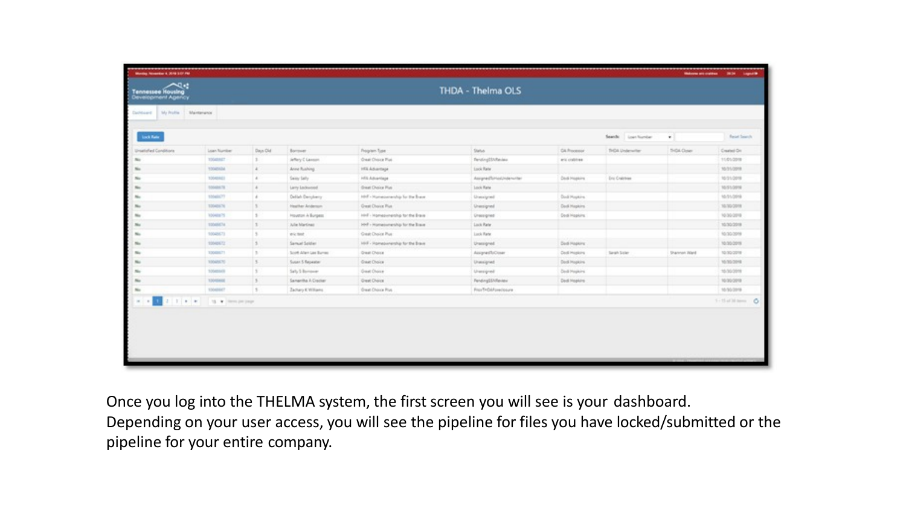Once you log into the THELMA system, the first screen you will see is your dashboard. Depending on your user access, you will see the pipeline for files you have locked/submitted or the pipeline for your entire company.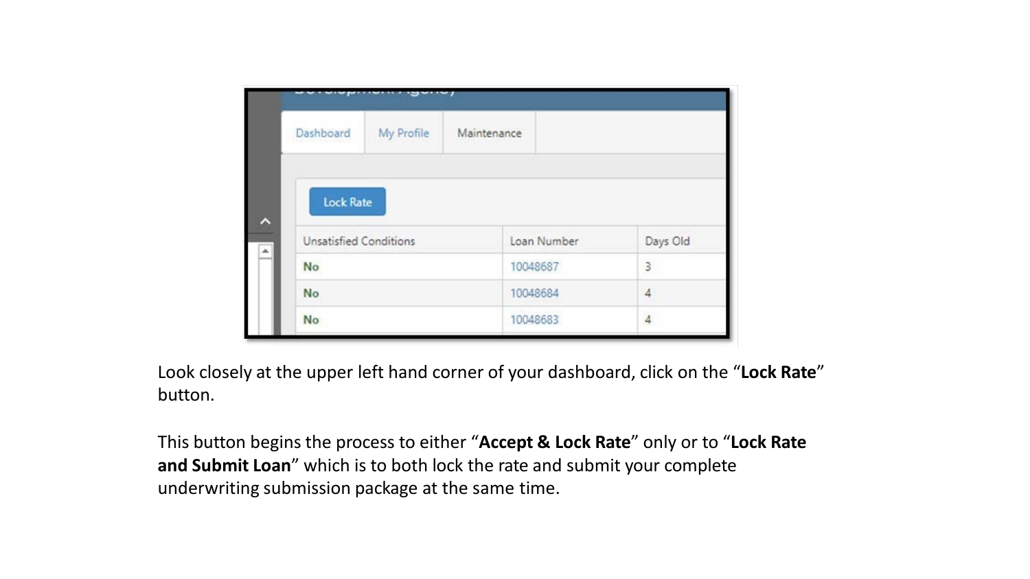Look closely at the upper left hand corner of your dashboard, click on the “**Lock Rate**” button.

This button begins the process to either “**Accept & Lock Rate**” only or to “**Lock Rate and Submit Loan**” which is to both lock the rate and submit your complete underwriting submission package at the same time.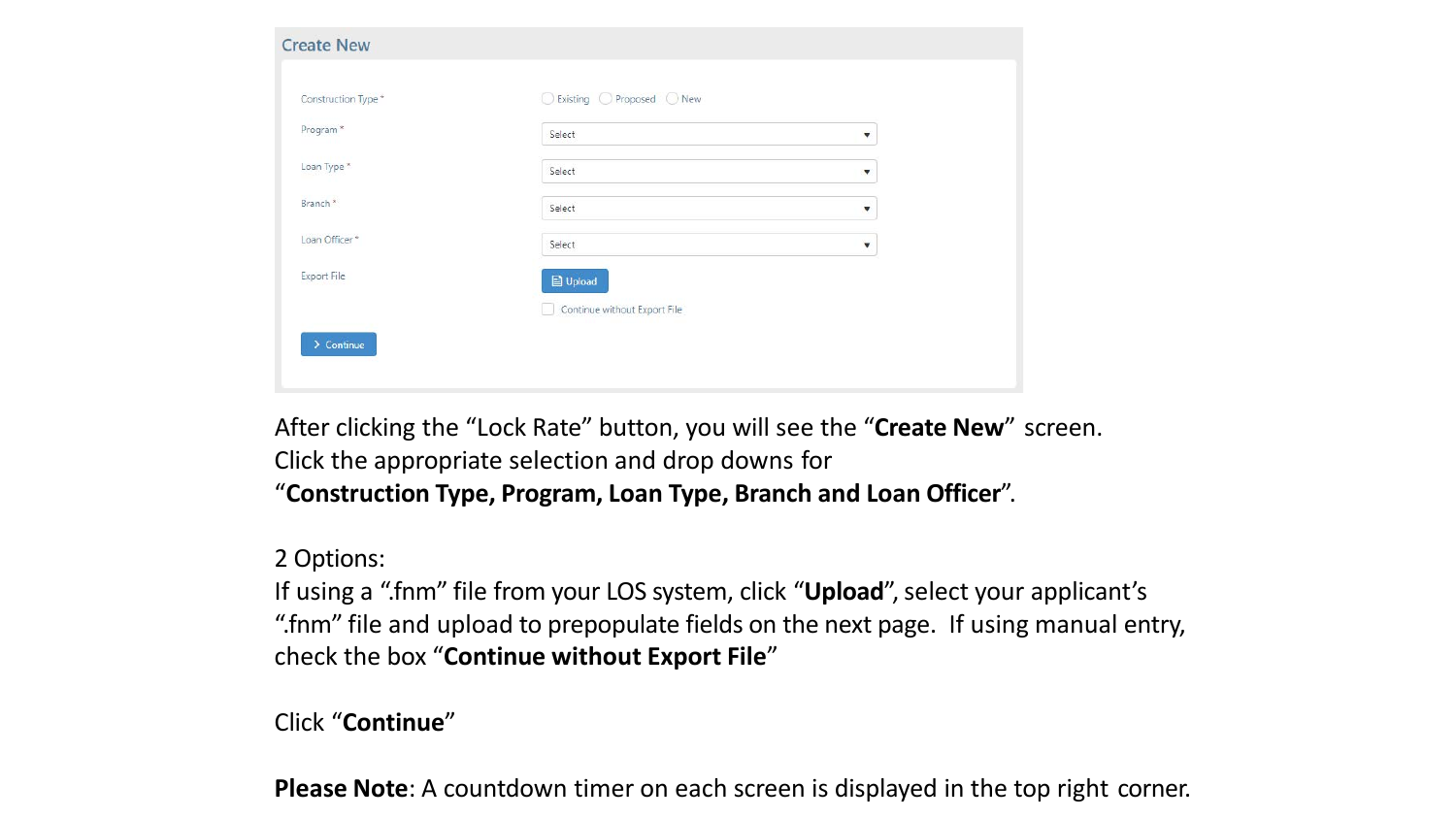## Create New

Construction Type * ○ Existing ○ Proposed ○ New

Program * [Select ▾]

Loan Type * [Select ▾]

Branch * [Select ▾]

Loan Officer * [Select ▾]

Export File [Upload]

☐ Continue without Export File

[> Continue]

After clicking the "Lock Rate" button, you will see the "**Create New**" screen. Click the appropriate selection and drop downs for "**Construction Type, Program, Loan Type, Branch and Loan Officer**".

2 Options:
If using a ".fnm" file from your LOS system, click "**Upload**", select your applicant's ".fnm" file and upload to prepopulate fields on the next page. If using manual entry, check the box "**Continue without Export File**"

Click "**Continue**"

**Please Note**: A countdown timer on each screen is displayed in the top right corner.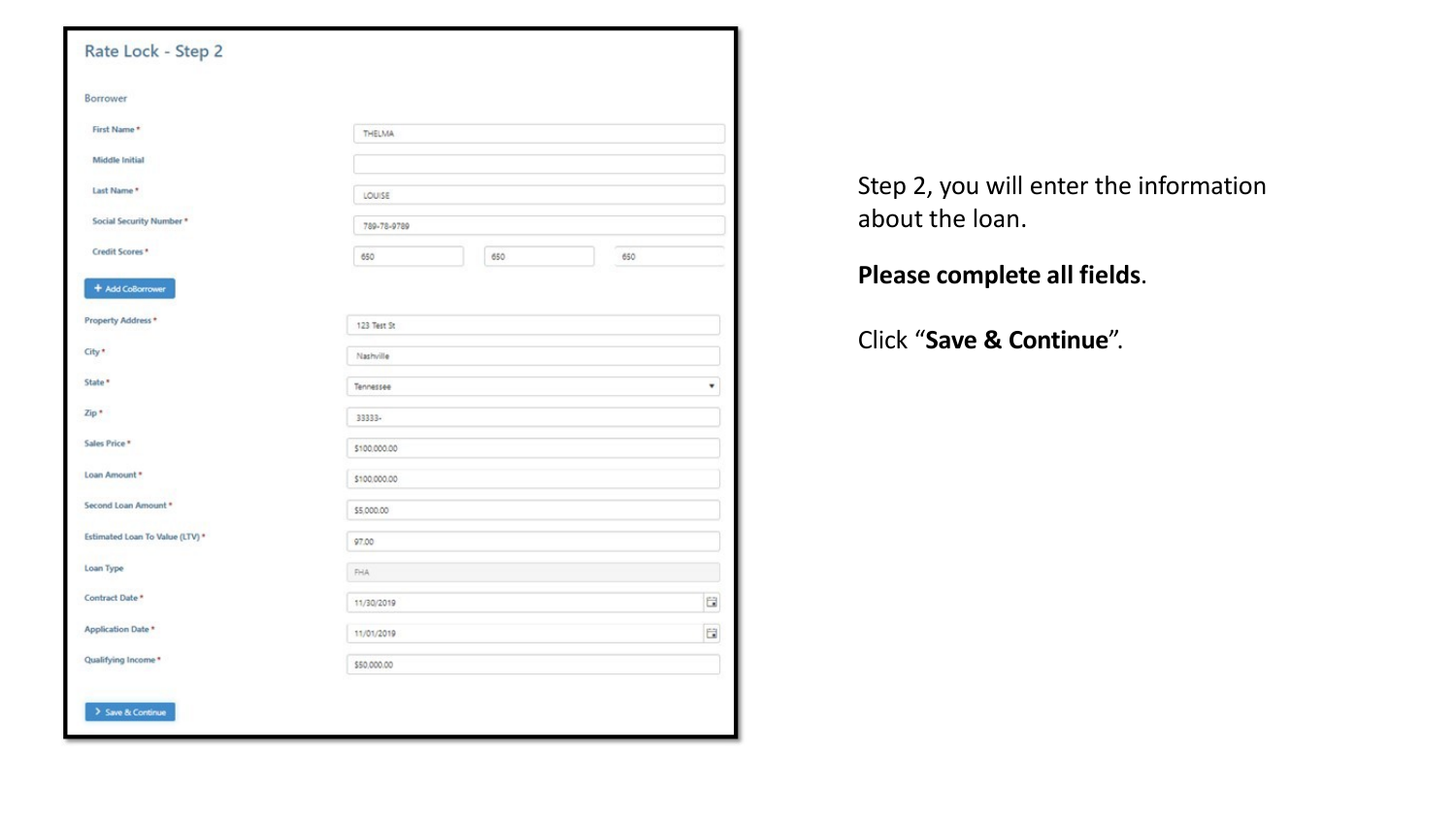## Rate Lock - Step 2

**Borrower**

| Field | Value |
|---|---|
| First Name * | THELMA |
| Middle Initial | |
| Last Name * | LOUISE |
| Social Security Number * | 789-78-9789 |
| Credit Scores * | 650 / 650 / 650 |

+ Add CoBorrower

| Field | Value |
|---|---|
| Property Address * | 123 Test St |
| City * | Nashville |
| State * | Tennessee |
| Zip * | 33333- |
| Sales Price * | $100,000.00 |
| Loan Amount * | $100,000.00 |
| Second Loan Amount * | $5,000.00 |
| Estimated Loan To Value (LTV) * | 97.00 |
| Loan Type | FHA |
| Contract Date * | 11/30/2019 |
| Application Date * | 11/01/2019 |
| Qualifying Income * | $50,000.00 |

> Save & Continue

Step 2, you will enter the information about the loan.

**Please complete all fields**.

Click "**Save & Continue**".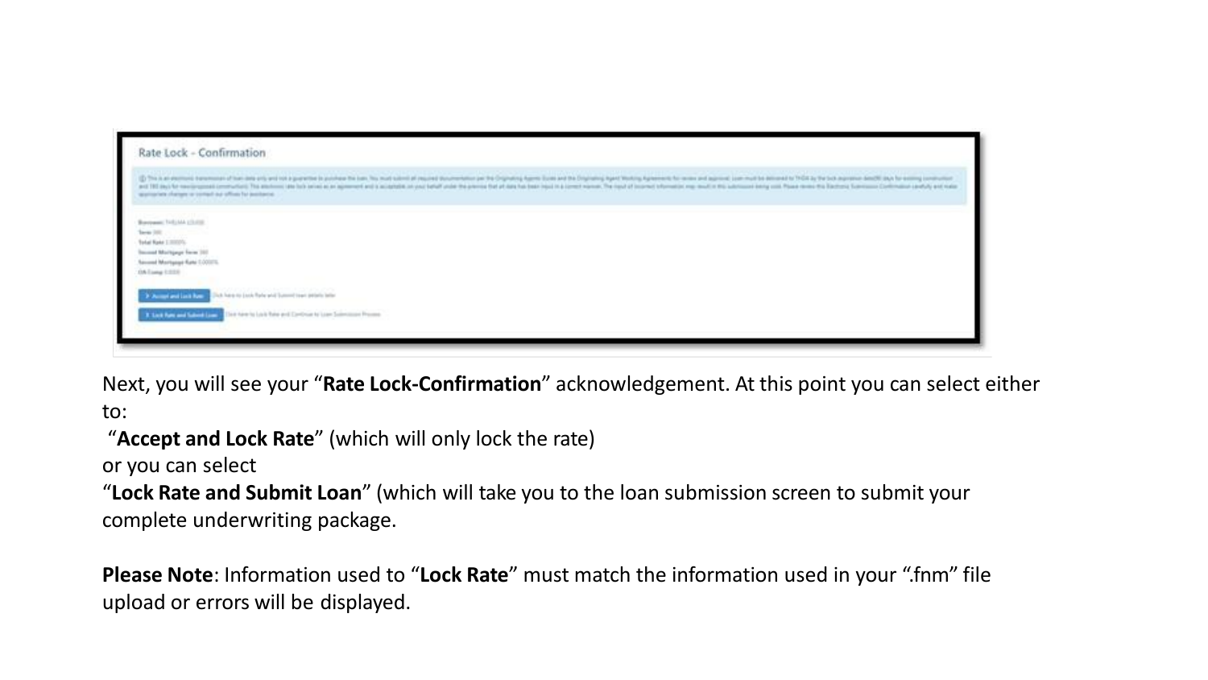Next, you will see your "**Rate Lock-Confirmation**" acknowledgement. At this point you can select either to:

"**Accept and Lock Rate**" (which will only lock the rate)

or you can select

"**Lock Rate and Submit Loan**" (which will take you to the loan submission screen to submit your complete underwriting package.

**Please Note**: Information used to "**Lock Rate**" must match the information used in your ".fnm" file upload or errors will be displayed.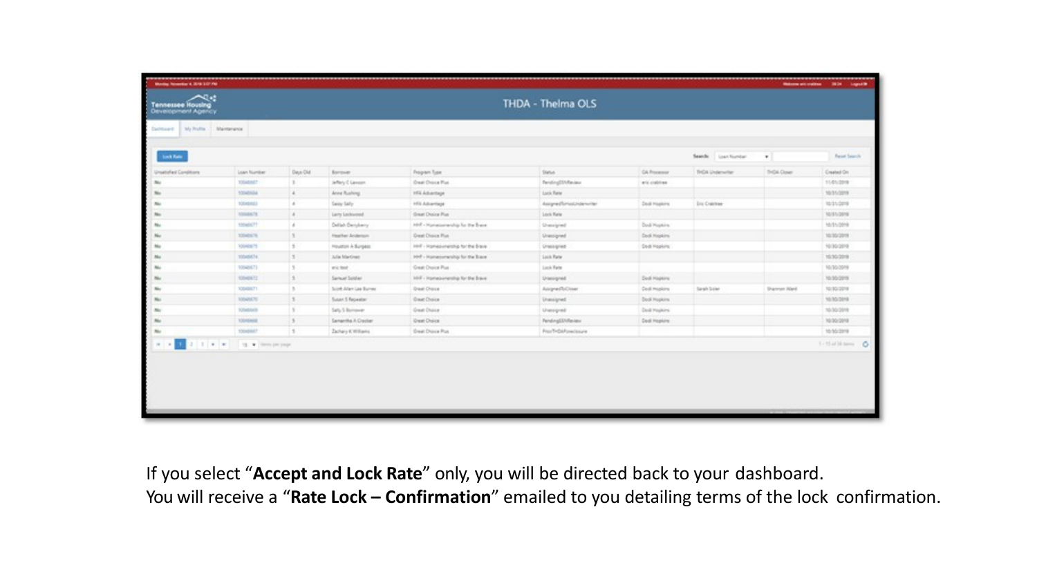If you select “**Accept and Lock Rate**” only, you will be directed back to your dashboard.
You will receive a “**Rate Lock – Confirmation**” emailed to you detailing terms of the lock confirmation.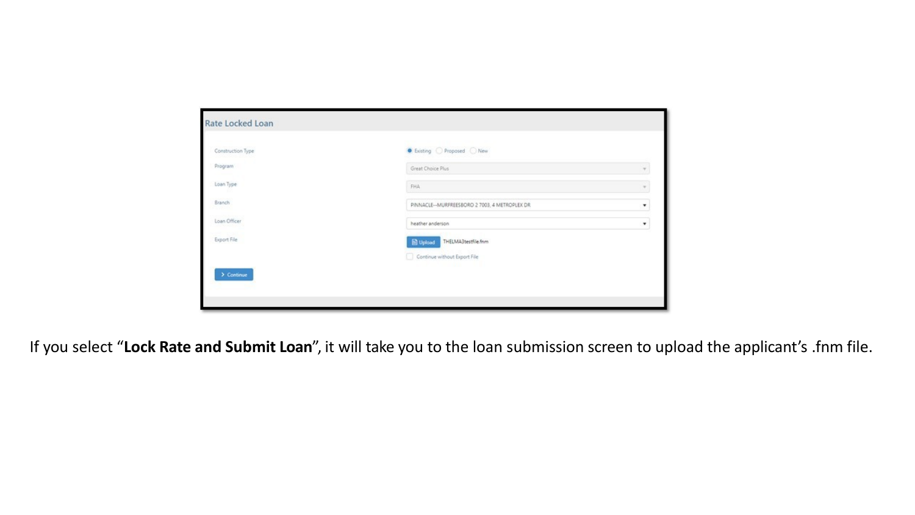**Rate Locked Loan**

| | |
|---|---|
| Construction Type | ● Existing ○ Proposed ○ New |
| Program | Great Choice Plus |
| Loan Type | FHA |
| Branch | PINNACLE--MURFREESBORO 2 7003, 4 METROPLEX DR |
| Loan Officer | heather anderson |
| Export File | Upload THELMA3testfile.fnm |
| | ☐ Continue without Export File |

> Continue

If you select "**Lock Rate and Submit Loan**", it will take you to the loan submission screen to upload the applicant's .fnm file.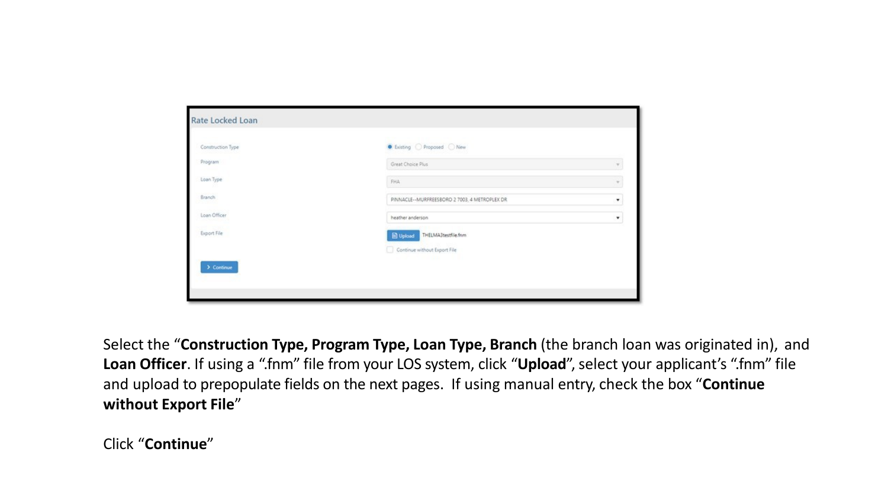Rate Locked Loan

| | |
|---|---|
| Construction Type | ● Existing ○ Proposed ○ New |
| Program | Great Choice Plus |
| Loan Type | FHA |
| Branch | PINNACLE--MURFREESBORO 2 7003, 4 METROPLEX DR |
| Loan Officer | heather anderson |
| Export File | Upload THELMA3testfile.fnm |
| | ☐ Continue without Export File |

> Continue

Select the "**Construction Type, Program Type, Loan Type, Branch** (the branch loan was originated in), and **Loan Officer**. If using a ".fnm" file from your LOS system, click "**Upload**", select your applicant's ".fnm" file and upload to prepopulate fields on the next pages. If using manual entry, check the box "**Continue without Export File**"

Click "**Continue**"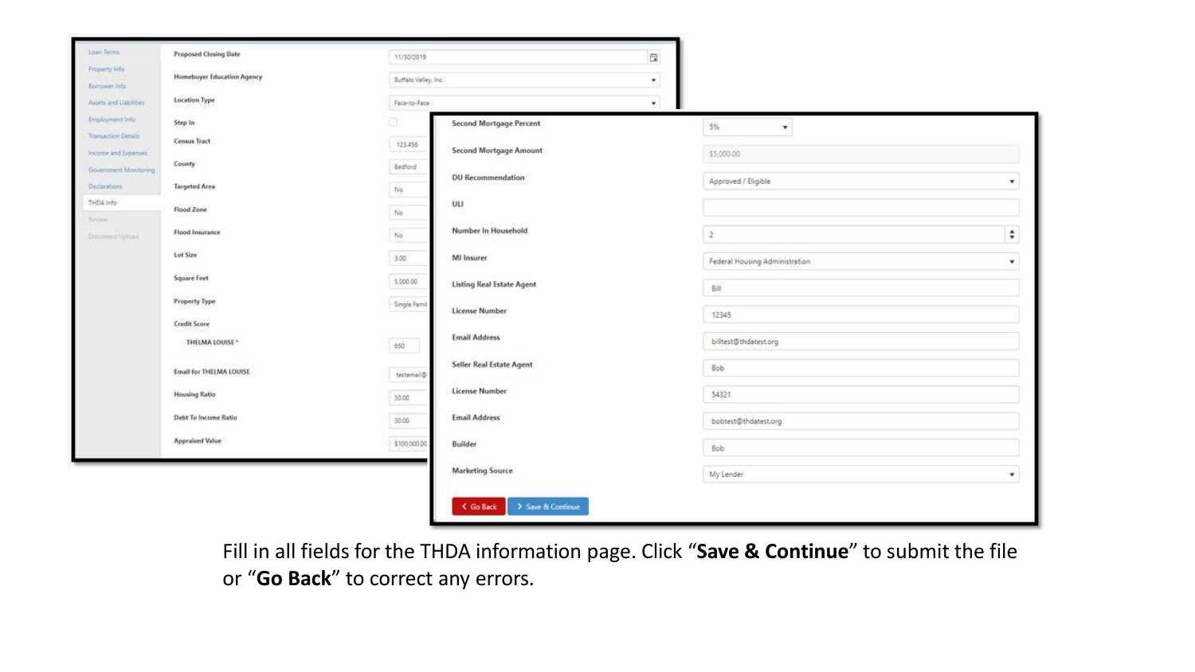| Field | Value |
| --- | --- |
| Proposed Closing Date | 11/30/2019 |
| Homebuyer Education Agency | Buffalo Valley, Inc. |
| Location Type | Face-to-Face |
| Step In | |
| Census Tract | 123.456 |
| County | Bedford |
| Targeted Area | No |
| Flood Zone | No |
| Flood Insurance | No |
| Lot Size | 3.00 |
| Square Feet | 5,000.00 |
| Property Type | Single Famil |
| Credit Score | |
| THELMA LOUISE * | 650 |
| Email for THELMA LOUISE | testemail@ |
| Housing Ratio | 30.00 |
| Debt To Income Ratio | 30.00 |
| Appraised Value | $100,000.00 |

| Field | Value |
| --- | --- |
| Second Mortgage Percent | 5% |
| Second Mortgage Amount | $5,000.00 |
| DU Recommendation | Approved / Eligible |
| ULI | |
| Number In Household | 2 |
| MI Insurer | Federal Housing Administration |
| Listing Real Estate Agent | Bill |
| License Number | 12345 |
| Email Address | billtest@thdatest.org |
| Seller Real Estate Agent | Bob |
| License Number | 54321 |
| Email Address | bobtest@thdatest.org |
| Builder | Bob |
| Marketing Source | My Lender |

Fill in all fields for the THDA information page. Click "**Save & Continue**" to submit the file or "**Go Back**" to correct any errors.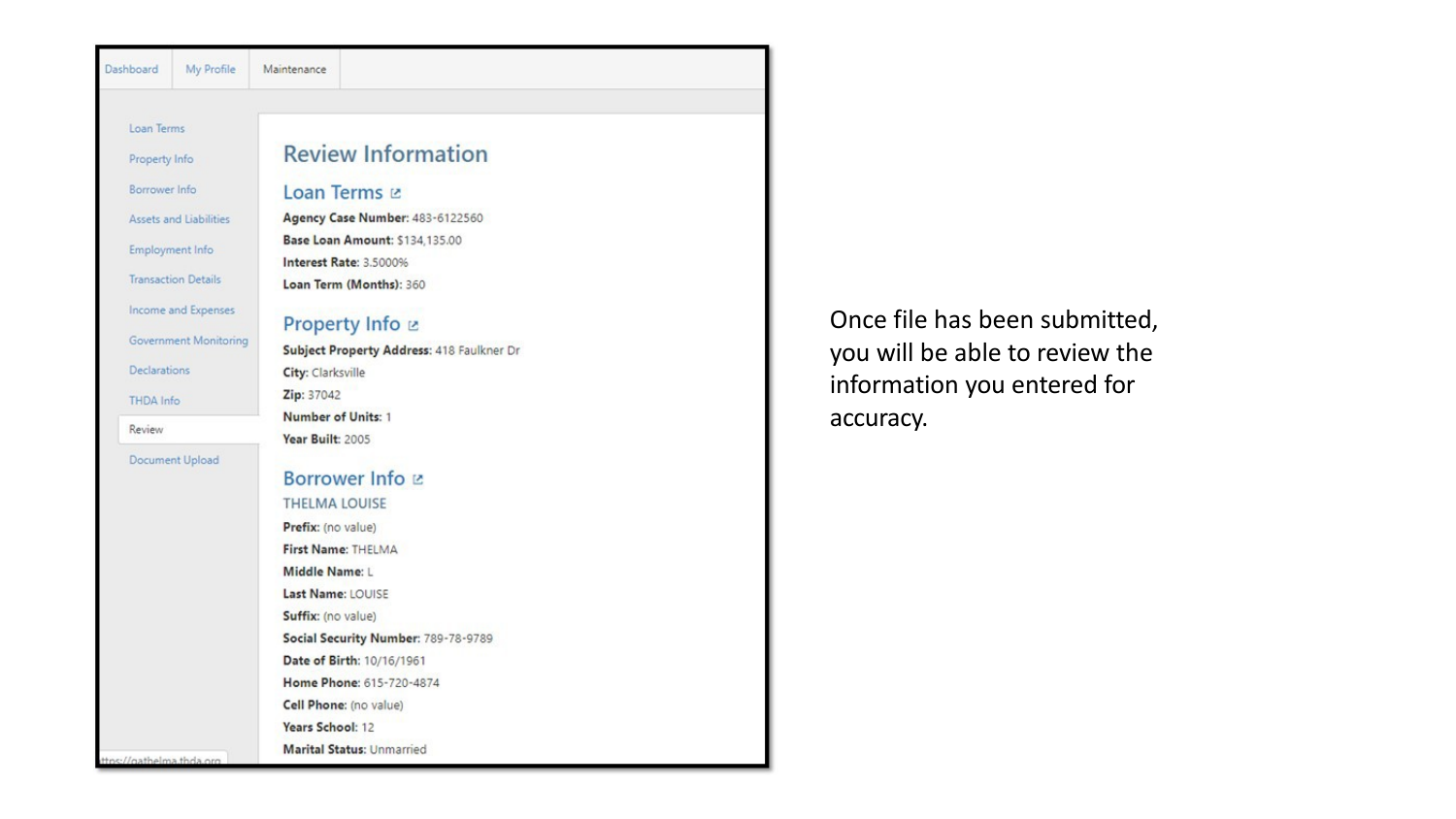Dashboard | My Profile | Maintenance

- Loan Terms
- Property Info
- Borrower Info
- Assets and Liabilities
- Employment Info
- Transaction Details
- Income and Expenses
- Government Monitoring
- Declarations
- THDA Info
- Review
- Document Upload

# Review Information

## Loan Terms

**Agency Case Number:** 483-6122560
**Base Loan Amount:** $134,135.00
**Interest Rate:** 3.5000%
**Loan Term (Months):** 360

## Property Info

**Subject Property Address:** 418 Faulkner Dr
**City:** Clarksville
**Zip:** 37042
**Number of Units:** 1
**Year Built:** 2005

## Borrower Info

THELMA LOUISE

**Prefix:** (no value)
**First Name:** THELMA
**Middle Name:** L
**Last Name:** LOUISE
**Suffix:** (no value)
**Social Security Number:** 789-78-9789
**Date of Birth:** 10/16/1961
**Home Phone:** 615-720-4874
**Cell Phone:** (no value)
**Years School:** 12
**Marital Status:** Unmarried

ttps://gathelma.thda.org

Once file has been submitted, you will be able to review the information you entered for accuracy.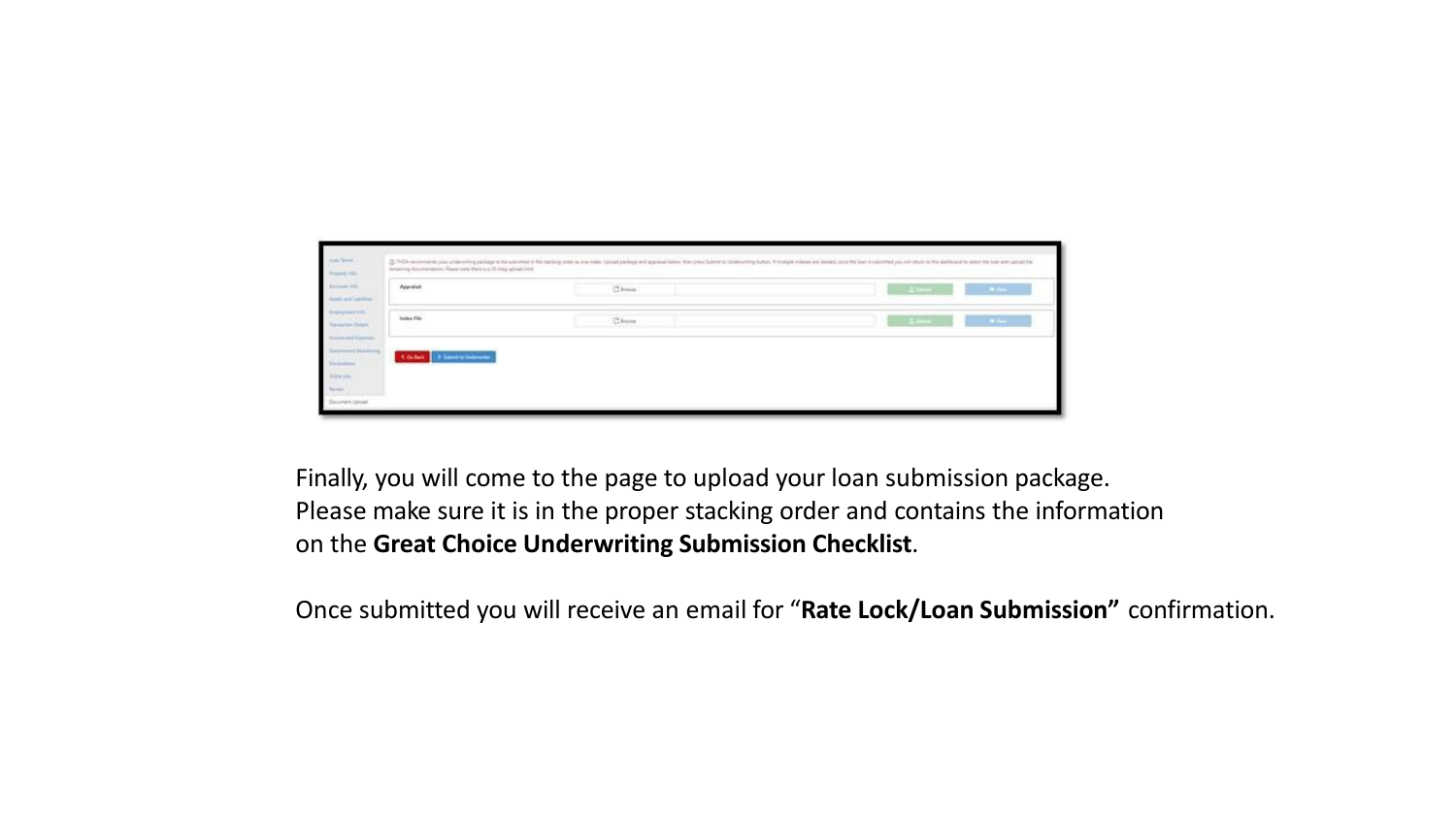Finally, you will come to the page to upload your loan submission package. Please make sure it is in the proper stacking order and contains the information on the **Great Choice Underwriting Submission Checklist**.

Once submitted you will receive an email for “**Rate Lock/Loan Submission”** confirmation.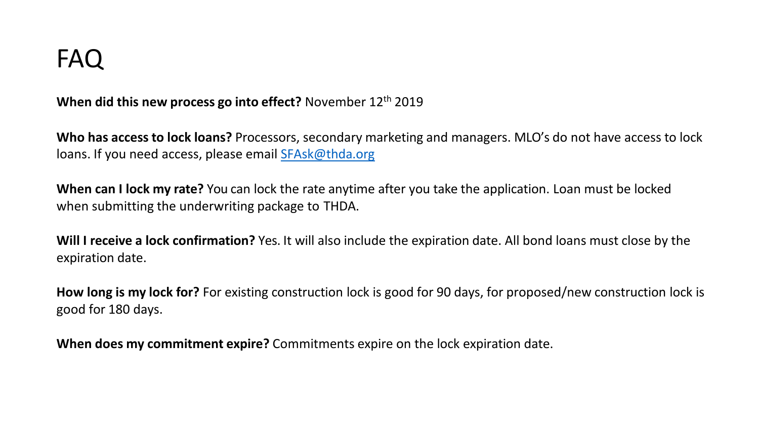# FAQ

**When did this new process go into effect?** November 12th 2019

**Who has access to lock loans?** Processors, secondary marketing and managers. MLO's do not have access to lock loans. If you need access, please email SFAsk@thda.org

**When can I lock my rate?** You can lock the rate anytime after you take the application. Loan must be locked when submitting the underwriting package to THDA.

**Will I receive a lock confirmation?** Yes. It will also include the expiration date. All bond loans must close by the expiration date.

**How long is my lock for?** For existing construction lock is good for 90 days, for proposed/new construction lock is good for 180 days.

**When does my commitment expire?** Commitments expire on the lock expiration date.